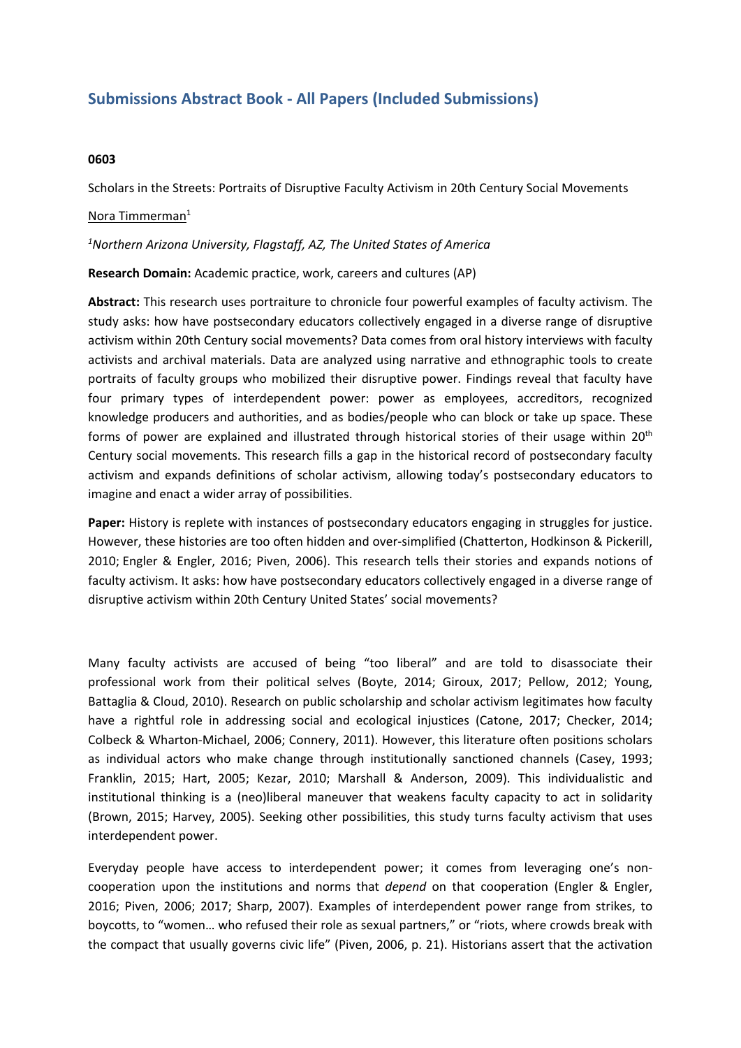## Submissions Abstract Book - All Papers (Included Submissions)

**0603**

Scholars in the Streets: Portraits of Disruptive Faculty Activism in 20th Century Social Movements

Nora Timmerman[1]

*[1]Northern Arizona University, Flagstaff, AZ, The United States of America*

**Research Domain:** Academic practice, work, careers and cultures (AP)

**Abstract:** This research uses portraiture to chronicle four powerful examples of faculty activism. The study asks: how have postsecondary educators collectively engaged in a diverse range of disruptive activism within 20th Century social movements? Data comes from oral history interviews with faculty activists and archival materials. Data are analyzed using narrative and ethnographic tools to create portraits of faculty groups who mobilized their disruptive power. Findings reveal that faculty have four primary types of interdependent power: power as employees, accreditors, recognized knowledge producers and authorities, and as bodies/people who can block or take up space. These forms of power are explained and illustrated through historical stories of their usage within 20th Century social movements. This research fills a gap in the historical record of postsecondary faculty activism and expands definitions of scholar activism, allowing today's postsecondary educators to imagine and enact a wider array of possibilities.

**Paper:** History is replete with instances of postsecondary educators engaging in struggles for justice. However, these histories are too often hidden and over-simplified (Chatterton, Hodkinson & Pickerill, 2010; Engler & Engler, 2016; Piven, 2006). This research tells their stories and expands notions of faculty activism. It asks: how have postsecondary educators collectively engaged in a diverse range of disruptive activism within 20th Century United States' social movements?

Many faculty activists are accused of being "too liberal" and are told to disassociate their professional work from their political selves (Boyte, 2014; Giroux, 2017; Pellow, 2012; Young, Battaglia & Cloud, 2010). Research on public scholarship and scholar activism legitimates how faculty have a rightful role in addressing social and ecological injustices (Catone, 2017; Checker, 2014; Colbeck & Wharton-Michael, 2006; Connery, 2011). However, this literature often positions scholars as individual actors who make change through institutionally sanctioned channels (Casey, 1993; Franklin, 2015; Hart, 2005; Kezar, 2010; Marshall & Anderson, 2009). This individualistic and institutional thinking is a (neo)liberal maneuver that weakens faculty capacity to act in solidarity (Brown, 2015; Harvey, 2005). Seeking other possibilities, this study turns faculty activism that uses interdependent power.

Everyday people have access to interdependent power; it comes from leveraging one's non-cooperation upon the institutions and norms that *depend* on that cooperation (Engler & Engler, 2016; Piven, 2006; 2017; Sharp, 2007). Examples of interdependent power range from strikes, to boycotts, to "women… who refused their role as sexual partners," or "riots, where crowds break with the compact that usually governs civic life" (Piven, 2006, p. 21). Historians assert that the activation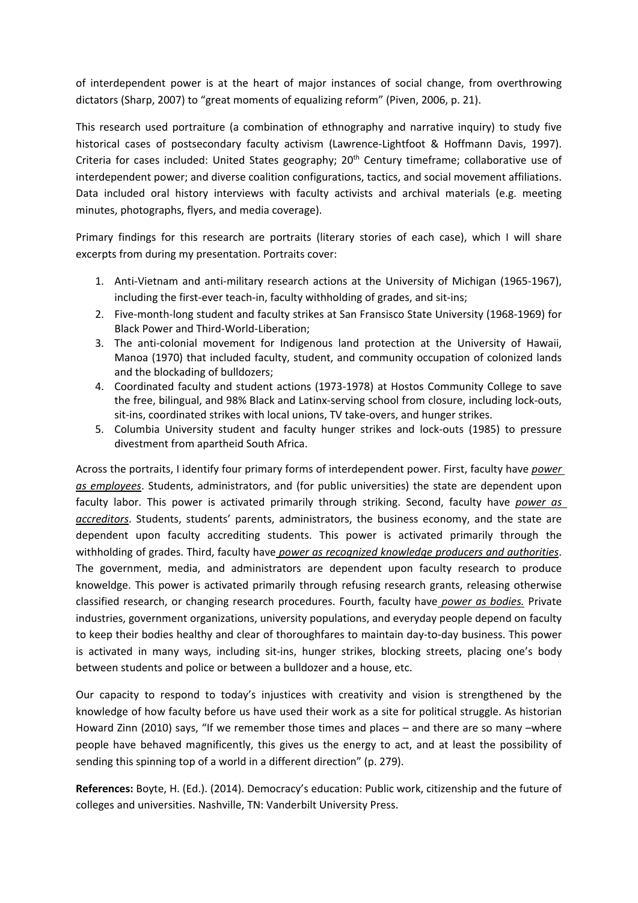of interdependent power is at the heart of major instances of social change, from overthrowing dictators (Sharp, 2007) to "great moments of equalizing reform" (Piven, 2006, p. 21).

This research used portraiture (a combination of ethnography and narrative inquiry) to study five historical cases of postsecondary faculty activism (Lawrence-Lightfoot & Hoffmann Davis, 1997). Criteria for cases included: United States geography; 20th Century timeframe; collaborative use of interdependent power; and diverse coalition configurations, tactics, and social movement affiliations. Data included oral history interviews with faculty activists and archival materials (e.g. meeting minutes, photographs, flyers, and media coverage).

Primary findings for this research are portraits (literary stories of each case), which I will share excerpts from during my presentation. Portraits cover:

1. Anti-Vietnam and anti-military research actions at the University of Michigan (1965-1967), including the first-ever teach-in, faculty withholding of grades, and sit-ins;
2. Five-month-long student and faculty strikes at San Fransisco State University (1968-1969) for Black Power and Third-World-Liberation;
3. The anti-colonial movement for Indigenous land protection at the University of Hawaii, Manoa (1970) that included faculty, student, and community occupation of colonized lands and the blockading of bulldozers;
4. Coordinated faculty and student actions (1973-1978) at Hostos Community College to save the free, bilingual, and 98% Black and Latinx-serving school from closure, including lock-outs, sit-ins, coordinated strikes with local unions, TV take-overs, and hunger strikes.
5. Columbia University student and faculty hunger strikes and lock-outs (1985) to pressure divestment from apartheid South Africa.

Across the portraits, I identify four primary forms of interdependent power. First, faculty have ***power as employees***. Students, administrators, and (for public universities) the state are dependent upon faculty labor. This power is activated primarily through striking. Second, faculty have ***power as accreditors***. Students, students' parents, administrators, the business economy, and the state are dependent upon faculty accrediting students. This power is activated primarily through the withholding of grades. Third, faculty have ***power as recognized knowledge producers and authorities***. The government, media, and administrators are dependent upon faculty research to produce knoweldge. This power is activated primarily through refusing research grants, releasing otherwise classified research, or changing research procedures. Fourth, faculty have ***power as bodies.*** Private industries, government organizations, university populations, and everyday people depend on faculty to keep their bodies healthy and clear of thoroughfares to maintain day-to-day business. This power is activated in many ways, including sit-ins, hunger strikes, blocking streets, placing one's body between students and police or between a bulldozer and a house, etc.

Our capacity to respond to today's injustices with creativity and vision is strengthened by the knowledge of how faculty before us have used their work as a site for political struggle. As historian Howard Zinn (2010) says, "If we remember those times and places – and there are so many –where people have behaved magnificently, this gives us the energy to act, and at least the possibility of sending this spinning top of a world in a different direction" (p. 279).

**References:** Boyte, H. (Ed.). (2014). Democracy's education: Public work, citizenship and the future of colleges and universities. Nashville, TN: Vanderbilt University Press.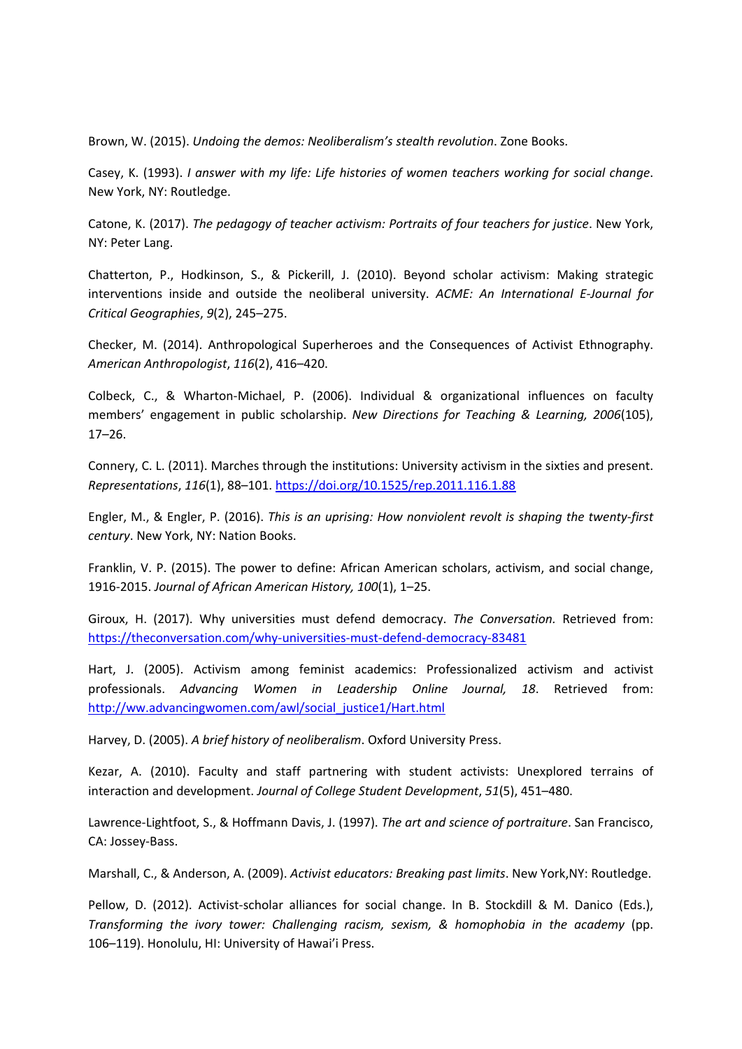Brown, W. (2015). *Undoing the demos: Neoliberalism's stealth revolution*. Zone Books.

Casey, K. (1993). *I answer with my life: Life histories of women teachers working for social change*. New York, NY: Routledge.

Catone, K. (2017). *The pedagogy of teacher activism: Portraits of four teachers for justice*. New York, NY: Peter Lang.

Chatterton, P., Hodkinson, S., & Pickerill, J. (2010). Beyond scholar activism: Making strategic interventions inside and outside the neoliberal university. *ACME: An International E-Journal for Critical Geographies*, *9*(2), 245–275.

Checker, M. (2014). Anthropological Superheroes and the Consequences of Activist Ethnography. *American Anthropologist*, *116*(2), 416–420.

Colbeck, C., & Wharton-Michael, P. (2006). Individual & organizational influences on faculty members' engagement in public scholarship. *New Directions for Teaching & Learning, 2006*(105), 17–26.

Connery, C. L. (2011). Marches through the institutions: University activism in the sixties and present. *Representations*, *116*(1), 88–101. https://doi.org/10.1525/rep.2011.116.1.88

Engler, M., & Engler, P. (2016). *This is an uprising: How nonviolent revolt is shaping the twenty-first century*. New York, NY: Nation Books.

Franklin, V. P. (2015). The power to define: African American scholars, activism, and social change, 1916-2015. *Journal of African American History, 100*(1), 1–25.

Giroux, H. (2017). Why universities must defend democracy. *The Conversation.* Retrieved from: https://theconversation.com/why-universities-must-defend-democracy-83481

Hart, J. (2005). Activism among feminist academics: Professionalized activism and activist professionals. *Advancing Women in Leadership Online Journal, 18*. Retrieved from: http://ww.advancingwomen.com/awl/social_justice1/Hart.html

Harvey, D. (2005). *A brief history of neoliberalism*. Oxford University Press.

Kezar, A. (2010). Faculty and staff partnering with student activists: Unexplored terrains of interaction and development. *Journal of College Student Development*, *51*(5), 451–480.

Lawrence-Lightfoot, S., & Hoffmann Davis, J. (1997). *The art and science of portraiture*. San Francisco, CA: Jossey-Bass.

Marshall, C., & Anderson, A. (2009). *Activist educators: Breaking past limits*. New York,NY: Routledge.

Pellow, D. (2012). Activist-scholar alliances for social change. In B. Stockdill & M. Danico (Eds.), *Transforming the ivory tower: Challenging racism, sexism, & homophobia in the academy* (pp. 106–119). Honolulu, HI: University of Hawai'i Press.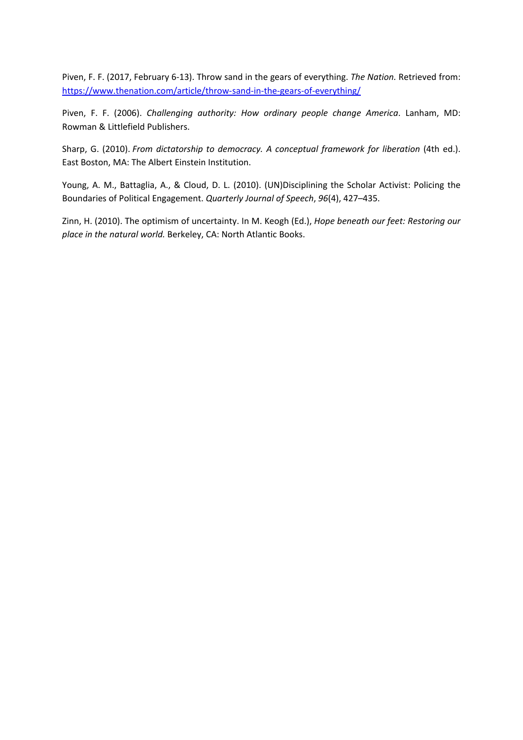Piven, F. F. (2017, February 6-13). Throw sand in the gears of everything. *The Nation.* Retrieved from: [https://www.thenation.com/article/throw-sand-in-the-gears-of-everything/](https://www.thenation.com/article/throw-sand-in-the-gears-of-everything/)

Piven, F. F. (2006). *Challenging authority: How ordinary people change America*. Lanham, MD: Rowman & Littlefield Publishers.

Sharp, G. (2010). *From dictatorship to democracy. A conceptual framework for liberation* (4th ed.). East Boston, MA: The Albert Einstein Institution.

Young, A. M., Battaglia, A., & Cloud, D. L. (2010). (UN)Disciplining the Scholar Activist: Policing the Boundaries of Political Engagement. *Quarterly Journal of Speech*, *96*(4), 427–435.

Zinn, H. (2010). The optimism of uncertainty. In M. Keogh (Ed.), *Hope beneath our feet: Restoring our place in the natural world.* Berkeley, CA: North Atlantic Books.